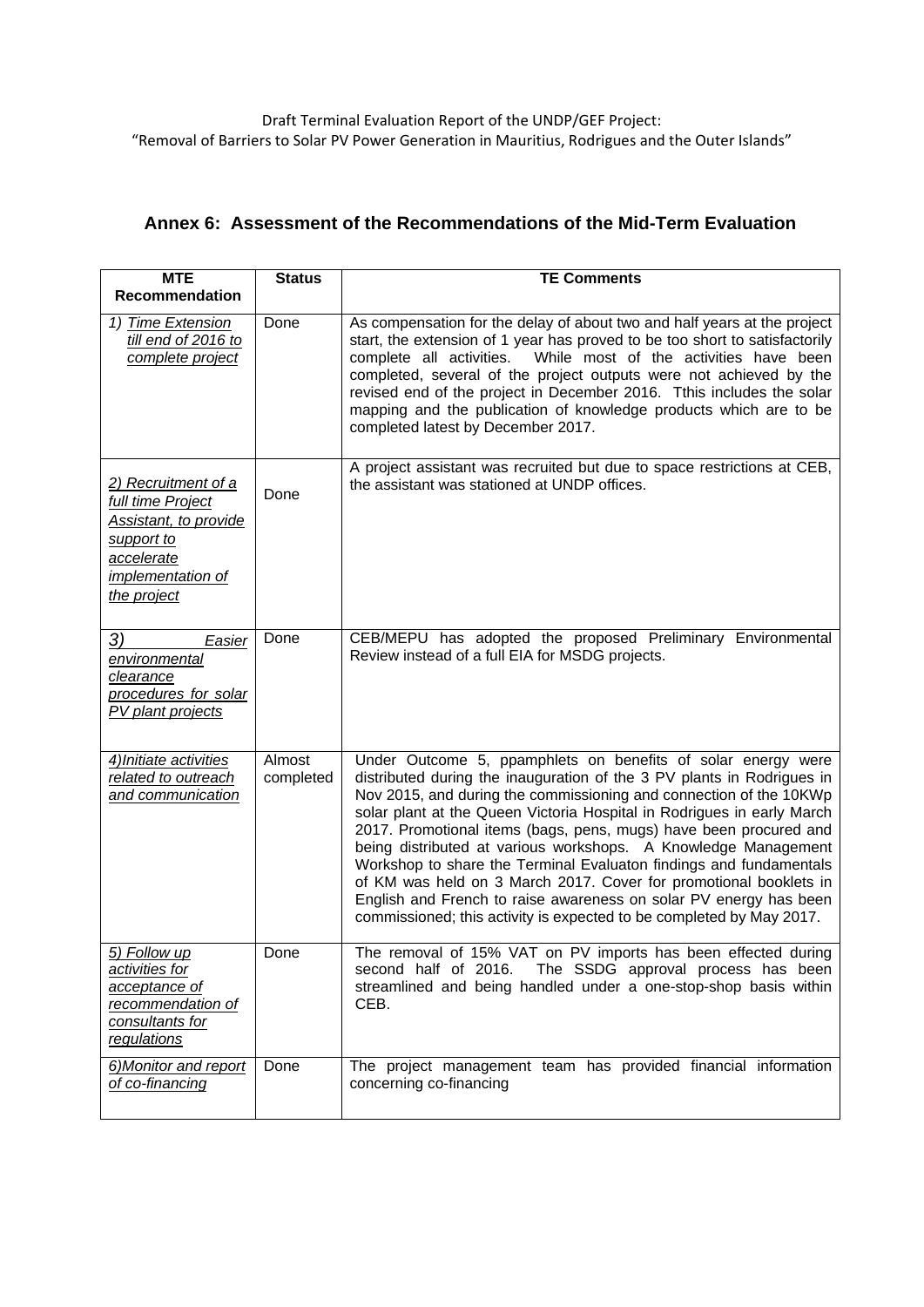## Annex 6: Assessment of the Recommendations of the Mid-Term Evaluation

| MTE Recommendation | Status | TE Comments |
|---|---|---|
| *1) Time Extension till end of 2016 to complete project* | Done | As compensation for the delay of about two and half years at the project start, the extension of 1 year has proved to be too short to satisfactorily complete all activities. While most of the activities have been completed, several of the project outputs were not achieved by the revised end of the project in December 2016. Tthis includes the solar mapping and the publication of knowledge products which are to be completed latest by December 2017. |
| *2) Recruitment of a full time Project Assistant, to provide support to accelerate implementation of the project* | Done | A project assistant was recruited but due to space restrictions at CEB, the assistant was stationed at UNDP offices. |
| *3) Easier environmental clearance procedures for solar PV plant projects* | Done | CEB/MEPU has adopted the proposed Preliminary Environmental Review instead of a full EIA for MSDG projects. |
| *4)Initiate activities related to outreach and communication* | Almost completed | Under Outcome 5, ppamphlets on benefits of solar energy were distributed during the inauguration of the 3 PV plants in Rodrigues in Nov 2015, and during the commissioning and connection of the 10KWp solar plant at the Queen Victoria Hospital in Rodrigues in early March 2017. Promotional items (bags, pens, mugs) have been procured and being distributed at various workshops. A Knowledge Management Workshop to share the Terminal Evaluaton findings and fundamentals of KM was held on 3 March 2017. Cover for promotional booklets in English and French to raise awareness on solar PV energy has been commissioned; this activity is expected to be completed by May 2017. |
| *5) Follow up activities for acceptance of recommendation of consultants for regulations* | Done | The removal of 15% VAT on PV imports has been effected during second half of 2016. The SSDG approval process has been streamlined and being handled under a one-stop-shop basis within CEB. |
| *6)Monitor and report of co-financing* | Done | The project management team has provided financial information concerning co-financing |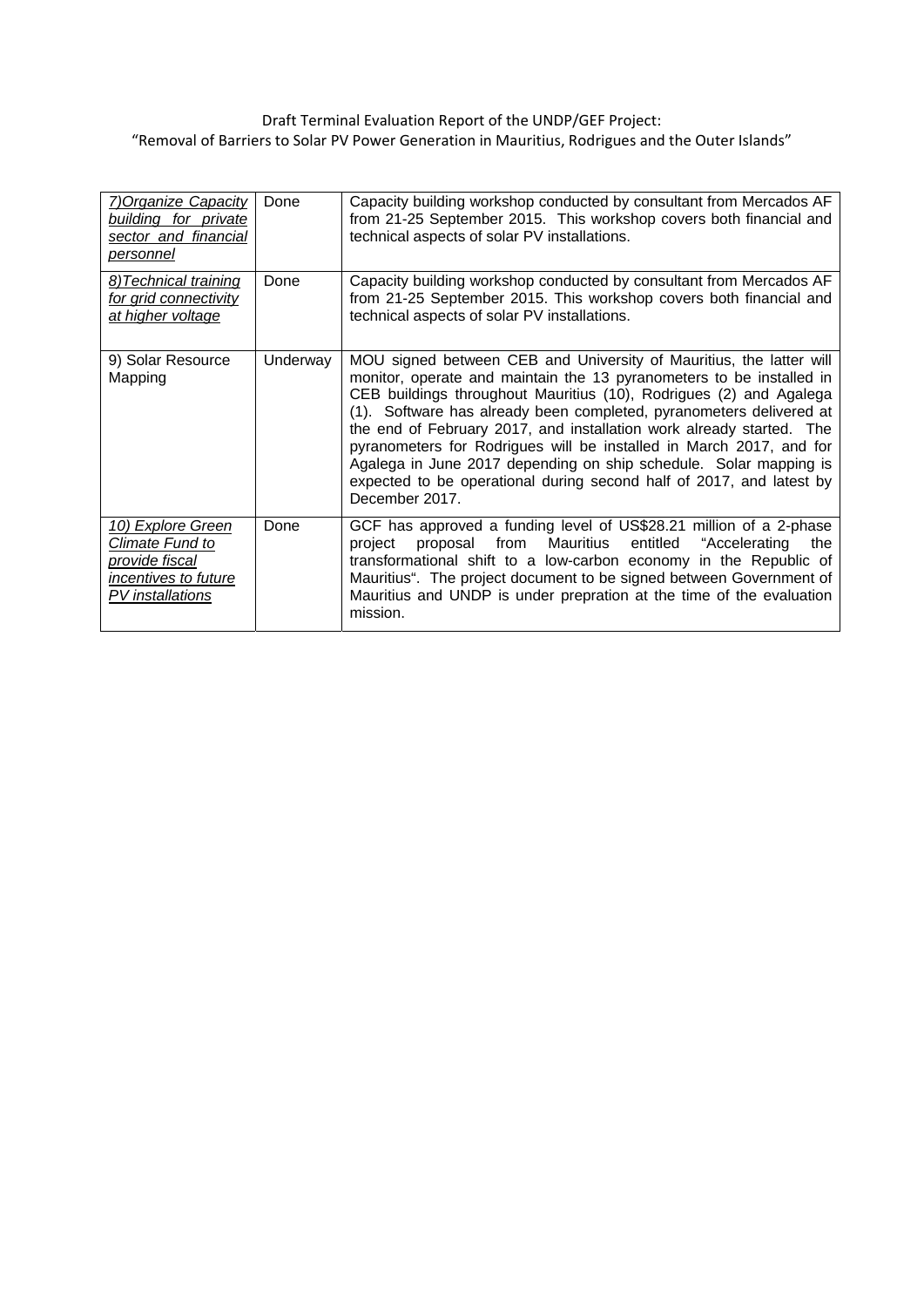| | | |
|---|---|---|
| *7)Organize Capacity building for private sector and financial personnel* | Done | Capacity building workshop conducted by consultant from Mercados AF from 21-25 September 2015. This workshop covers both financial and technical aspects of solar PV installations. |
| *8)Technical training for grid connectivity at higher voltage* | Done | Capacity building workshop conducted by consultant from Mercados AF from 21-25 September 2015. This workshop covers both financial and technical aspects of solar PV installations. |
| 9) Solar Resource Mapping | Underway | MOU signed between CEB and University of Mauritius, the latter will monitor, operate and maintain the 13 pyranometers to be installed in CEB buildings throughout Mauritius (10), Rodrigues (2) and Agalega (1). Software has already been completed, pyranometers delivered at the end of February 2017, and installation work already started. The pyranometers for Rodrigues will be installed in March 2017, and for Agalega in June 2017 depending on ship schedule. Solar mapping is expected to be operational during second half of 2017, and latest by December 2017. |
| *10) Explore Green Climate Fund to provide fiscal incentives to future PV installations* | Done | GCF has approved a funding level of US$28.21 million of a 2-phase project proposal from Mauritius entitled "Accelerating the transformational shift to a low-carbon economy in the Republic of Mauritius". The project document to be signed between Government of Mauritius and UNDP is under prepration at the time of the evaluation mission. |